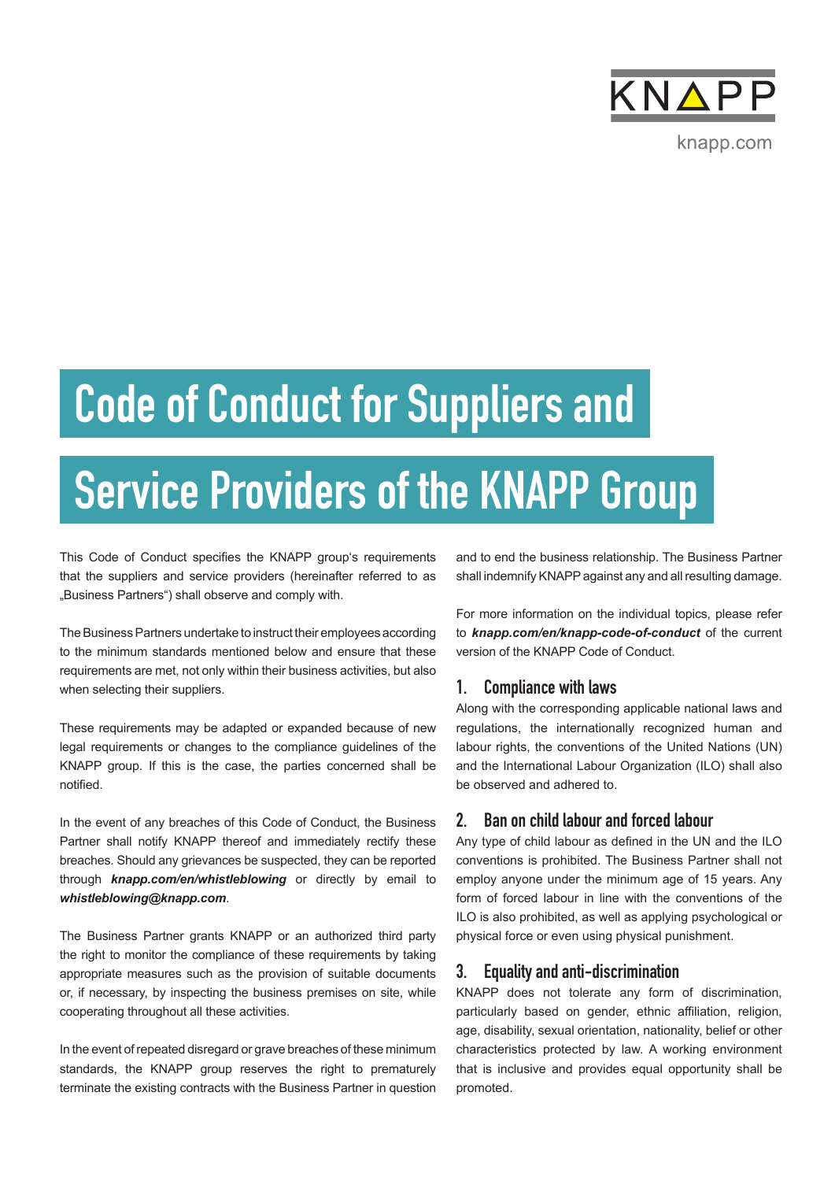# Code of Conduct for Suppliers and Service Providers of the KNAPP Group

This Code of Conduct specifies the KNAPP group's requirements that the suppliers and service providers (hereinafter referred to as „Business Partners") shall observe and comply with.

The Business Partners undertake to instruct their employees according to the minimum standards mentioned below and ensure that these requirements are met, not only within their business activities, but also when selecting their suppliers.

These requirements may be adapted or expanded because of new legal requirements or changes to the compliance guidelines of the KNAPP group. If this is the case, the parties concerned shall be notified.

In the event of any breaches of this Code of Conduct, the Business Partner shall notify KNAPP thereof and immediately rectify these breaches. Should any grievances be suspected, they can be reported through ***knapp.com/en/whistleblowing*** or directly by email to ***whistleblowing@knapp.com***.

The Business Partner grants KNAPP or an authorized third party the right to monitor the compliance of these requirements by taking appropriate measures such as the provision of suitable documents or, if necessary, by inspecting the business premises on site, while cooperating throughout all these activities.

In the event of repeated disregard or grave breaches of these minimum standards, the KNAPP group reserves the right to prematurely terminate the existing contracts with the Business Partner in question and to end the business relationship. The Business Partner shall indemnify KNAPP against any and all resulting damage.

For more information on the individual topics, please refer to ***knapp.com/en/knapp-code-of-conduct*** of the current version of the KNAPP Code of Conduct.

## 1. Compliance with laws

Along with the corresponding applicable national laws and regulations, the internationally recognized human and labour rights, the conventions of the United Nations (UN) and the International Labour Organization (ILO) shall also be observed and adhered to.

## 2. Ban on child labour and forced labour

Any type of child labour as defined in the UN and the ILO conventions is prohibited. The Business Partner shall not employ anyone under the minimum age of 15 years. Any form of forced labour in line with the conventions of the ILO is also prohibited, as well as applying psychological or physical force or even using physical punishment.

## 3. Equality and anti-discrimination

KNAPP does not tolerate any form of discrimination, particularly based on gender, ethnic affiliation, religion, age, disability, sexual orientation, nationality, belief or other characteristics protected by law. A working environment that is inclusive and provides equal opportunity shall be promoted.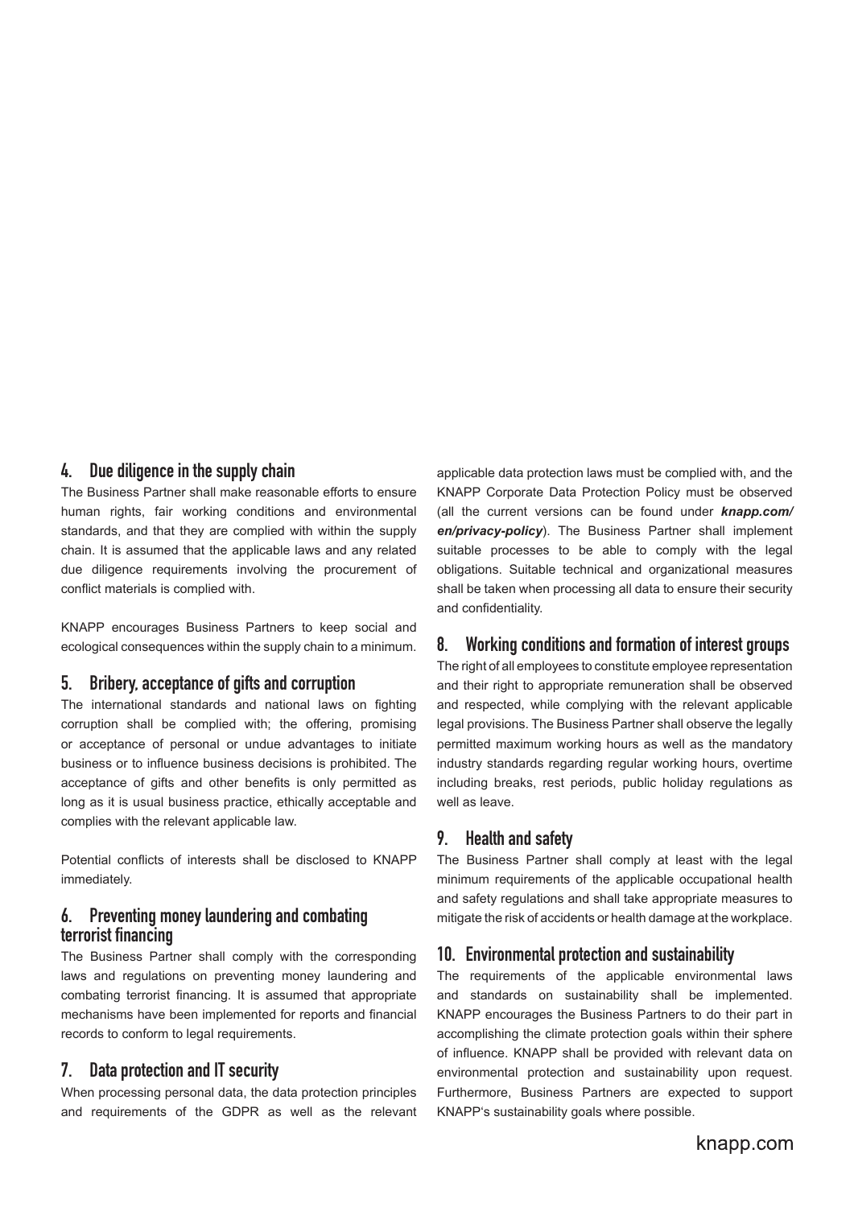## 4. Due diligence in the supply chain

The Business Partner shall make reasonable efforts to ensure human rights, fair working conditions and environmental standards, and that they are complied with within the supply chain. It is assumed that the applicable laws and any related due diligence requirements involving the procurement of conflict materials is complied with.

KNAPP encourages Business Partners to keep social and ecological consequences within the supply chain to a minimum.

## 5. Bribery, acceptance of gifts and corruption

The international standards and national laws on fighting corruption shall be complied with; the offering, promising or acceptance of personal or undue advantages to initiate business or to influence business decisions is prohibited. The acceptance of gifts and other benefits is only permitted as long as it is usual business practice, ethically acceptable and complies with the relevant applicable law.

Potential conflicts of interests shall be disclosed to KNAPP immediately.

## 6. Preventing money laundering and combating terrorist financing

The Business Partner shall comply with the corresponding laws and regulations on preventing money laundering and combating terrorist financing. It is assumed that appropriate mechanisms have been implemented for reports and financial records to conform to legal requirements.

## 7. Data protection and IT security

When processing personal data, the data protection principles and requirements of the GDPR as well as the relevant applicable data protection laws must be complied with, and the KNAPP Corporate Data Protection Policy must be observed (all the current versions can be found under ***knapp.com/en/privacy-policy***). The Business Partner shall implement suitable processes to be able to comply with the legal obligations. Suitable technical and organizational measures shall be taken when processing all data to ensure their security and confidentiality.

## 8. Working conditions and formation of interest groups

The right of all employees to constitute employee representation and their right to appropriate remuneration shall be observed and respected, while complying with the relevant applicable legal provisions. The Business Partner shall observe the legally permitted maximum working hours as well as the mandatory industry standards regarding regular working hours, overtime including breaks, rest periods, public holiday regulations as well as leave.

## 9. Health and safety

The Business Partner shall comply at least with the legal minimum requirements of the applicable occupational health and safety regulations and shall take appropriate measures to mitigate the risk of accidents or health damage at the workplace.

## 10. Environmental protection and sustainability

The requirements of the applicable environmental laws and standards on sustainability shall be implemented. KNAPP encourages the Business Partners to do their part in accomplishing the climate protection goals within their sphere of influence. KNAPP shall be provided with relevant data on environmental protection and sustainability upon request. Furthermore, Business Partners are expected to support KNAPP's sustainability goals where possible.

knapp.com